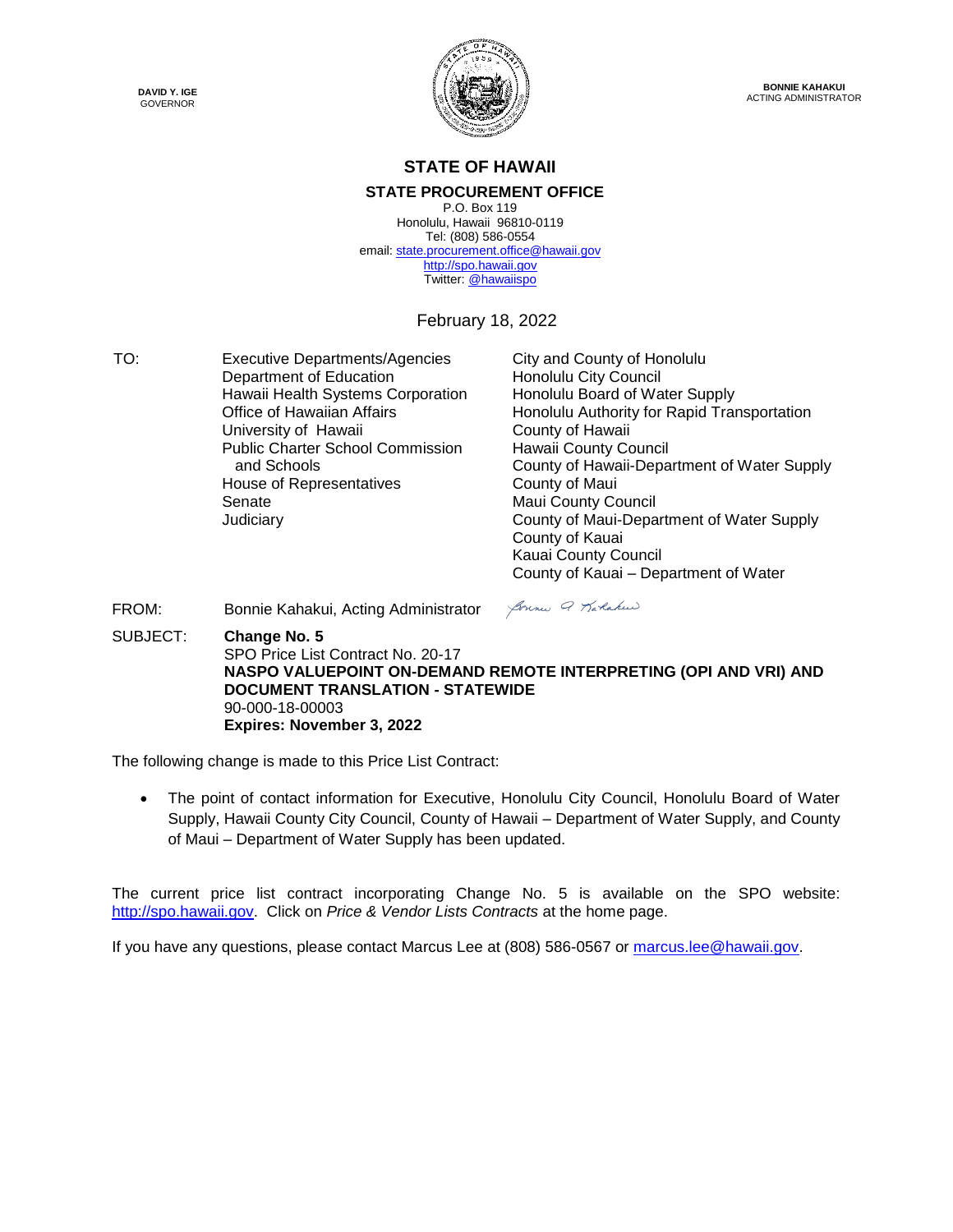DAVID Y. IGE
GOVERNOR

BONNIE KAHAKUI
ACTING ADMINISTRATOR

# STATE OF HAWAII

## STATE PROCUREMENT OFFICE

P.O. Box 119
Honolulu, Hawaii 96810-0119
Tel: (808) 586-0554
email: state.procurement.office@hawaii.gov
http://spo.hawaii.gov
Twitter: @hawaiispo

February 18, 2022

TO:

Executive Departments/Agencies
Department of Education
Hawaii Health Systems Corporation
Office of Hawaiian Affairs
University of Hawaii
Public Charter School Commission and Schools
House of Representatives
Senate
Judiciary

City and County of Honolulu
Honolulu City Council
Honolulu Board of Water Supply
Honolulu Authority for Rapid Transportation
County of Hawaii
Hawaii County Council
County of Hawaii-Department of Water Supply
County of Maui
Maui County Council
County of Maui-Department of Water Supply
County of Kauai
Kauai County Council
County of Kauai – Department of Water

FROM: Bonnie Kahakui, Acting Administrator

SUBJECT: **Change No. 5**
SPO Price List Contract No. 20-17
**NASPO VALUEPOINT ON-DEMAND REMOTE INTERPRETING (OPI AND VRI) AND DOCUMENT TRANSLATION - STATEWIDE**
90-000-18-00003
**Expires: November 3, 2022**

The following change is made to this Price List Contract:

- The point of contact information for Executive, Honolulu City Council, Honolulu Board of Water Supply, Hawaii County City Council, County of Hawaii – Department of Water Supply, and County of Maui – Department of Water Supply has been updated.

The current price list contract incorporating Change No. 5 is available on the SPO website: http://spo.hawaii.gov. Click on *Price & Vendor Lists Contracts* at the home page.

If you have any questions, please contact Marcus Lee at (808) 586-0567 or marcus.lee@hawaii.gov.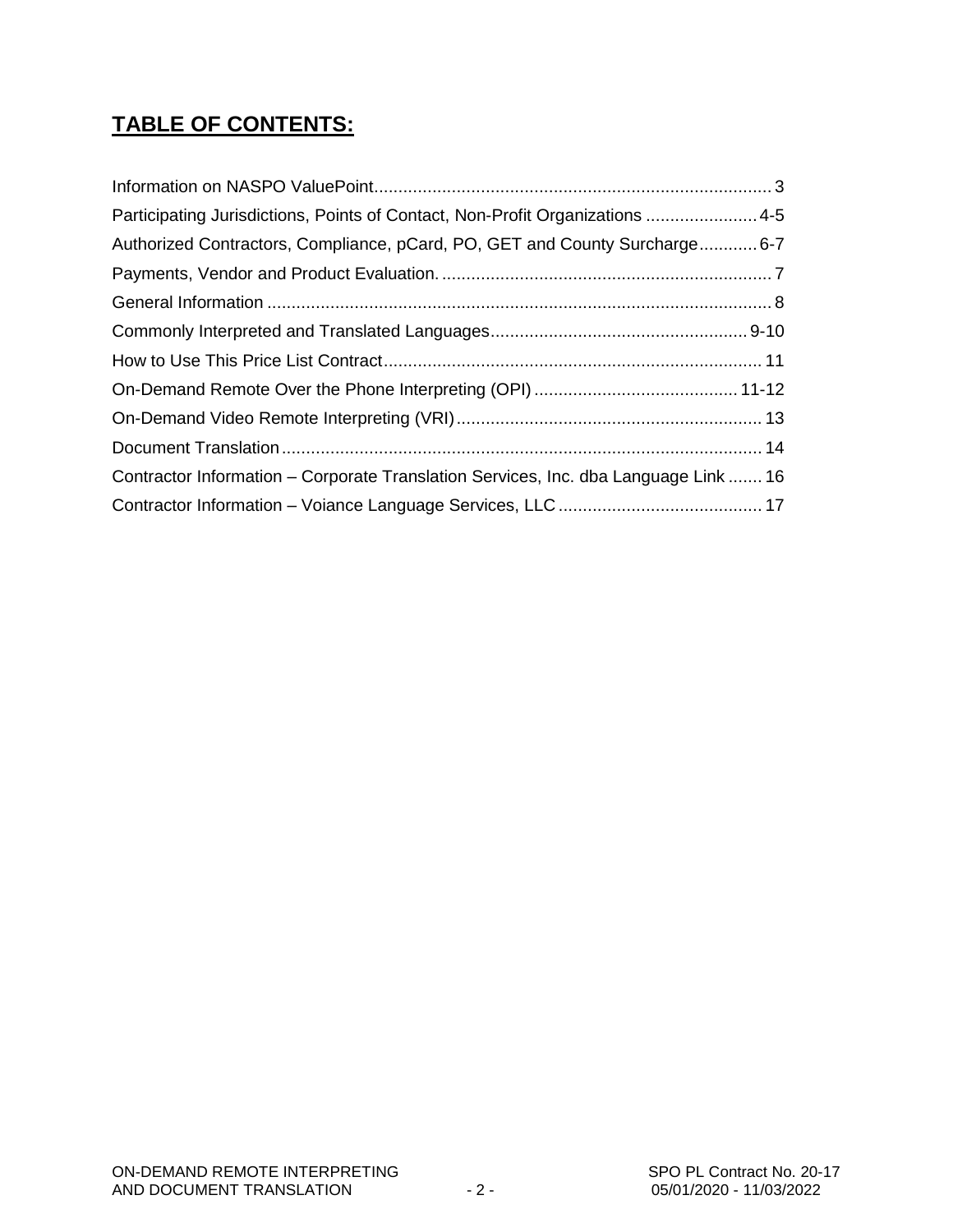## **TABLE OF CONTENTS:**

Information on NASPO ValuePoint.................................................................................. 3
Participating Jurisdictions, Points of Contact, Non-Profit Organizations ....................... 4-5
Authorized Contractors, Compliance, pCard, PO, GET and County Surcharge............ 6-7
Payments, Vendor and Product Evaluation. ................................................................... 7
General Information ........................................................................................................ 8
Commonly Interpreted and Translated Languages.................................................... 9-10
How to Use This Price List Contract.............................................................................. 11
On-Demand Remote Over the Phone Interpreting (OPI) .......................................... 11-12
On-Demand Video Remote Interpreting (VRI)............................................................... 13
Document Translation................................................................................................... 14
Contractor Information – Corporate Translation Services, Inc. dba Language Link ....... 16
Contractor Information – Voiance Language Services, LLC .......................................... 17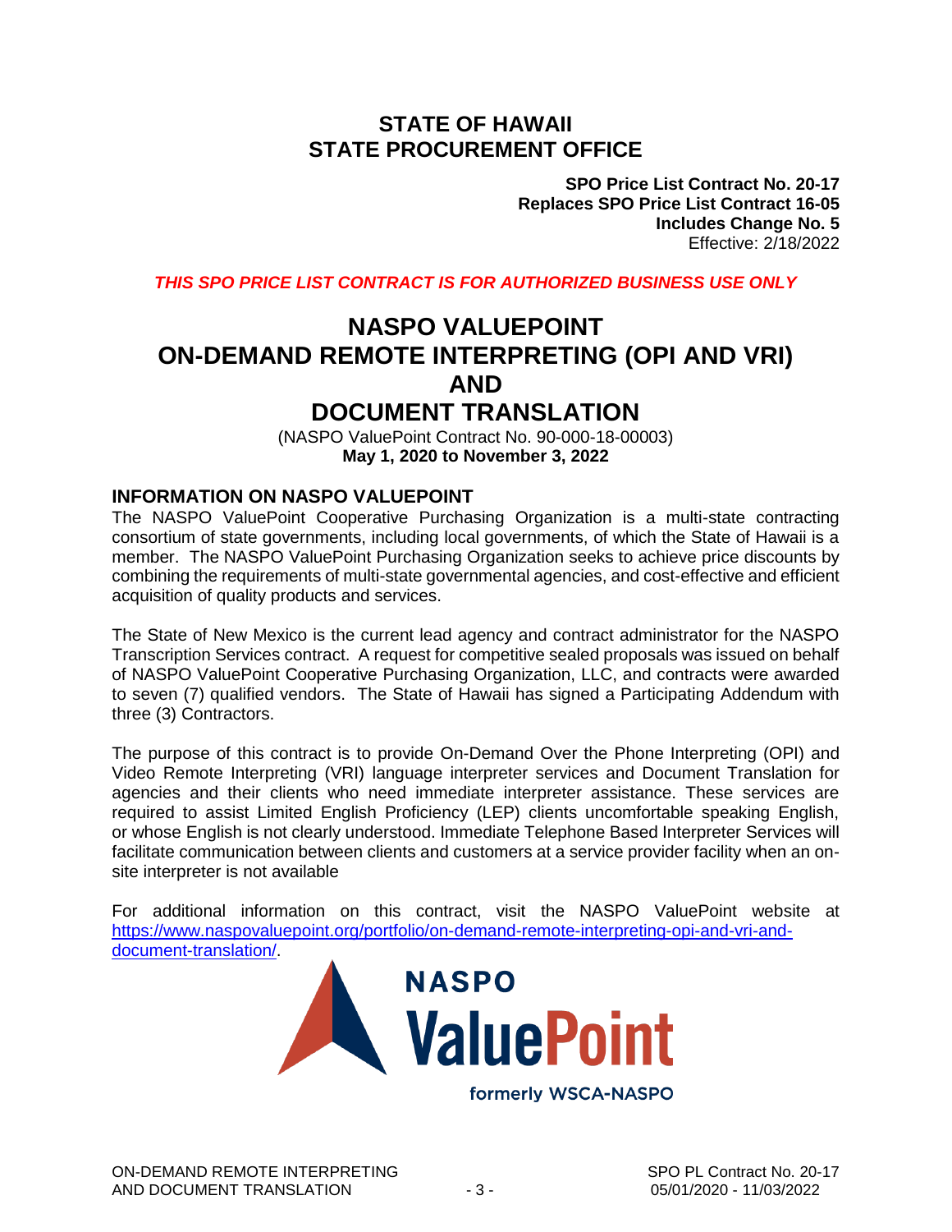# STATE OF HAWAII
# STATE PROCUREMENT OFFICE

**SPO Price List Contract No. 20-17**
**Replaces SPO Price List Contract 16-05**
**Includes Change No. 5**
Effective: 2/18/2022

***THIS SPO PRICE LIST CONTRACT IS FOR AUTHORIZED BUSINESS USE ONLY***

# NASPO VALUEPOINT
# ON-DEMAND REMOTE INTERPRETING (OPI AND VRI)
# AND
# DOCUMENT TRANSLATION

(NASPO ValuePoint Contract No. 90-000-18-00003)
**May 1, 2020 to November 3, 2022**

## INFORMATION ON NASPO VALUEPOINT

The NASPO ValuePoint Cooperative Purchasing Organization is a multi-state contracting consortium of state governments, including local governments, of which the State of Hawaii is a member. The NASPO ValuePoint Purchasing Organization seeks to achieve price discounts by combining the requirements of multi-state governmental agencies, and cost-effective and efficient acquisition of quality products and services.

The State of New Mexico is the current lead agency and contract administrator for the NASPO Transcription Services contract. A request for competitive sealed proposals was issued on behalf of NASPO ValuePoint Cooperative Purchasing Organization, LLC, and contracts were awarded to seven (7) qualified vendors. The State of Hawaii has signed a Participating Addendum with three (3) Contractors.

The purpose of this contract is to provide On-Demand Over the Phone Interpreting (OPI) and Video Remote Interpreting (VRI) language interpreter services and Document Translation for agencies and their clients who need immediate interpreter assistance. These services are required to assist Limited English Proficiency (LEP) clients uncomfortable speaking English, or whose English is not clearly understood. Immediate Telephone Based Interpreter Services will facilitate communication between clients and customers at a service provider facility when an on-site interpreter is not available

For additional information on this contract, visit the NASPO ValuePoint website at [https://www.naspovaluepoint.org/portfolio/on-demand-remote-interpreting-opi-and-vri-and-document-translation/](https://www.naspovaluepoint.org/portfolio/on-demand-remote-interpreting-opi-and-vri-and-document-translation/).

NASPO ValuePoint
formerly WSCA-NASPO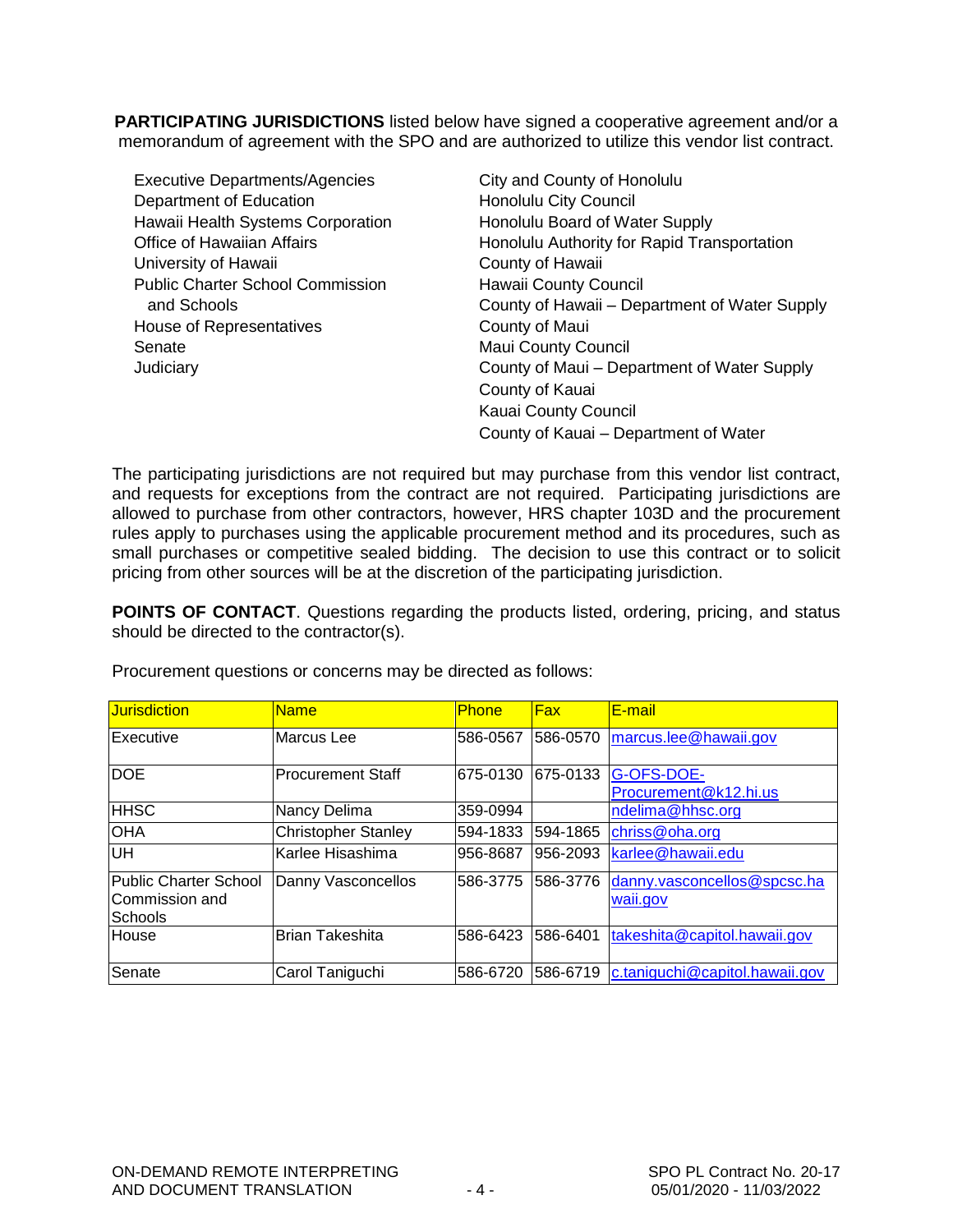**PARTICIPATING JURISDICTIONS** listed below have signed a cooperative agreement and/or a memorandum of agreement with the SPO and are authorized to utilize this vendor list contract.

- Executive Departments/Agencies
- Department of Education
- Hawaii Health Systems Corporation
- Office of Hawaiian Affairs
- University of Hawaii
- Public Charter School Commission and Schools
- House of Representatives
- Senate
- Judiciary
- City and County of Honolulu
- Honolulu City Council
- Honolulu Board of Water Supply
- Honolulu Authority for Rapid Transportation
- County of Hawaii
- Hawaii County Council
- County of Hawaii – Department of Water Supply
- County of Maui
- Maui County Council
- County of Maui – Department of Water Supply
- County of Kauai
- Kauai County Council
- County of Kauai – Department of Water

The participating jurisdictions are not required but may purchase from this vendor list contract, and requests for exceptions from the contract are not required. Participating jurisdictions are allowed to purchase from other contractors, however, HRS chapter 103D and the procurement rules apply to purchases using the applicable procurement method and its procedures, such as small purchases or competitive sealed bidding. The decision to use this contract or to solicit pricing from other sources will be at the discretion of the participating jurisdiction.

**POINTS OF CONTACT**. Questions regarding the products listed, ordering, pricing, and status should be directed to the contractor(s).

Procurement questions or concerns may be directed as follows:

| Jurisdiction | Name | Phone | Fax | E-mail |
|---|---|---|---|---|
| Executive | Marcus Lee | 586-0567 | 586-0570 | marcus.lee@hawaii.gov |
| DOE | Procurement Staff | 675-0130 | 675-0133 | G-OFS-DOE-Procurement@k12.hi.us |
| HHSC | Nancy Delima | 359-0994 | | ndelima@hhsc.org |
| OHA | Christopher Stanley | 594-1833 | 594-1865 | chriss@oha.org |
| UH | Karlee Hisashima | 956-8687 | 956-2093 | karlee@hawaii.edu |
| Public Charter School Commission and Schools | Danny Vasconcellos | 586-3775 | 586-3776 | danny.vasconcellos@spcsc.hawaii.gov |
| House | Brian Takeshita | 586-6423 | 586-6401 | takeshita@capitol.hawaii.gov |
| Senate | Carol Taniguchi | 586-6720 | 586-6719 | c.taniguchi@capitol.hawaii.gov |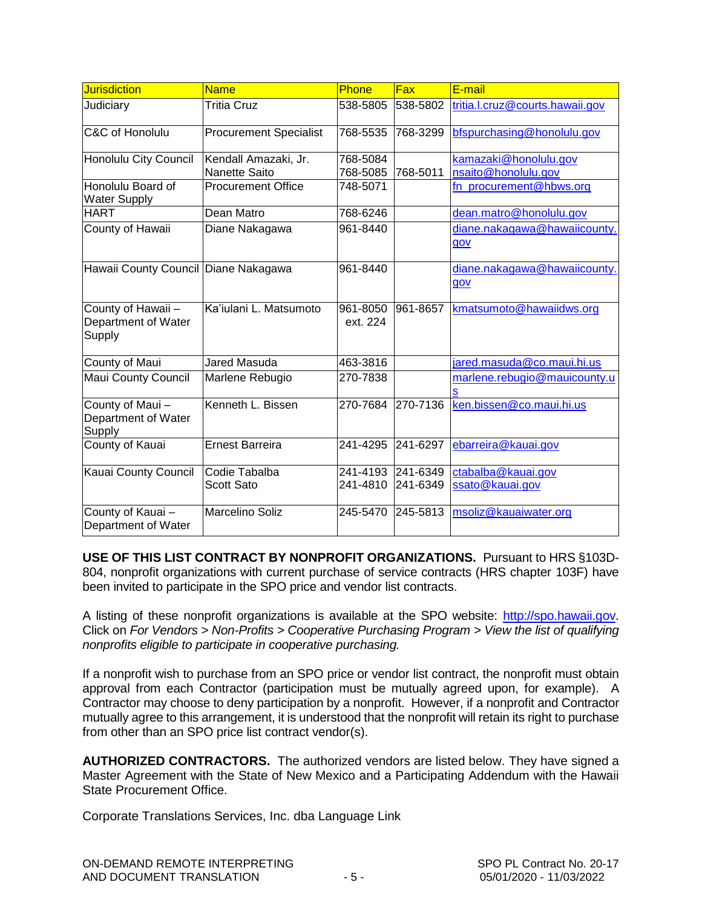| Jurisdiction | Name | Phone | Fax | E-mail |
|---|---|---|---|---|
| Judiciary | Tritia Cruz | 538-5805 | 538-5802 | tritia.l.cruz@courts.hawaii.gov |
| C&C of Honolulu | Procurement Specialist | 768-5535 | 768-3299 | bfspurchasing@honolulu.gov |
| Honolulu City Council | Kendall Amazaki, Jr.<br>Nanette Saito | 768-5084<br>768-5085 | <br>768-5011 | kamazaki@honolulu.gov<br>nsaito@honolulu.gov |
| Honolulu Board of Water Supply | Procurement Office | 748-5071 | | fn_procurement@hbws.org |
| HART | Dean Matro | 768-6246 | | dean.matro@honolulu.gov |
| County of Hawaii | Diane Nakagawa | 961-8440 | | diane.nakagawa@hawaiicounty.gov |
| Hawaii County Council | Diane Nakagawa | 961-8440 | | diane.nakagawa@hawaiicounty.gov |
| County of Hawaii – Department of Water Supply | Ka'iulani L. Matsumoto | 961-8050 ext. 224 | 961-8657 | kmatsumoto@hawaiidws.org |
| County of Maui | Jared Masuda | 463-3816 | | jared.masuda@co.maui.hi.us |
| Maui County Council | Marlene Rebugio | 270-7838 | | marlene.rebugio@mauicounty.us |
| County of Maui – Department of Water Supply | Kenneth L. Bissen | 270-7684 | 270-7136 | ken.bissen@co.maui.hi.us |
| County of Kauai | Ernest Barreira | 241-4295 | 241-6297 | ebarreira@kauai.gov |
| Kauai County Council | Codie Tabalba<br>Scott Sato | 241-4193<br>241-4810 | 241-6349<br>241-6349 | ctabalba@kauai.gov<br>ssato@kauai.gov |
| County of Kauai – Department of Water | Marcelino Soliz | 245-5470 | 245-5813 | msoliz@kauaiwater.org |

**USE OF THIS LIST CONTRACT BY NONPROFIT ORGANIZATIONS.** Pursuant to HRS §103D-804, nonprofit organizations with current purchase of service contracts (HRS chapter 103F) have been invited to participate in the SPO price and vendor list contracts.

A listing of these nonprofit organizations is available at the SPO website: http://spo.hawaii.gov. Click on *For Vendors > Non-Profits > Cooperative Purchasing Program > View the list of qualifying nonprofits eligible to participate in cooperative purchasing.*

If a nonprofit wish to purchase from an SPO price or vendor list contract, the nonprofit must obtain approval from each Contractor (participation must be mutually agreed upon, for example). A Contractor may choose to deny participation by a nonprofit. However, if a nonprofit and Contractor mutually agree to this arrangement, it is understood that the nonprofit will retain its right to purchase from other than an SPO price list contract vendor(s).

**AUTHORIZED CONTRACTORS.** The authorized vendors are listed below. They have signed a Master Agreement with the State of New Mexico and a Participating Addendum with the Hawaii State Procurement Office.

Corporate Translations Services, Inc. dba Language Link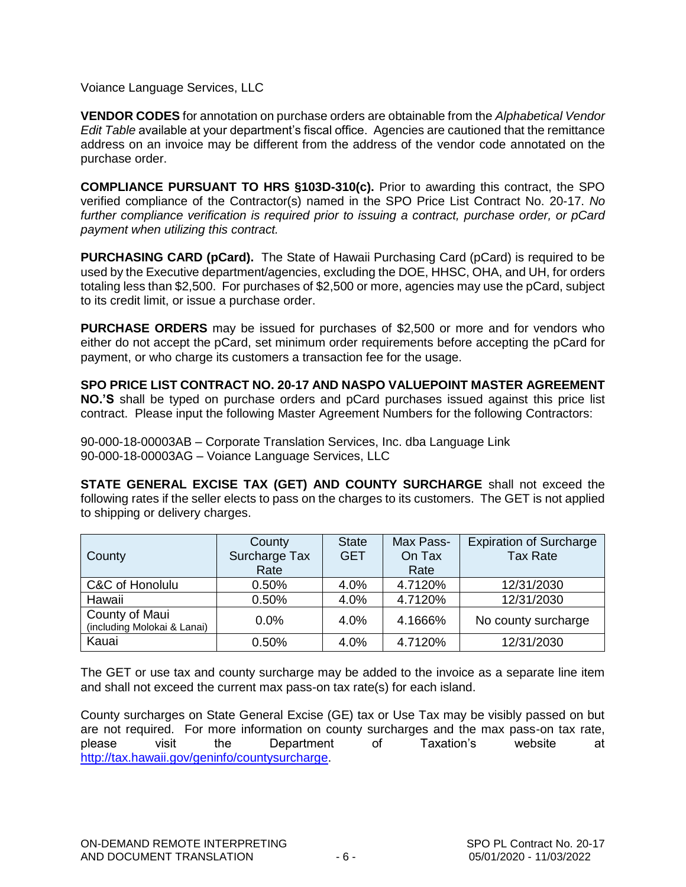Voiance Language Services, LLC

**VENDOR CODES** for annotation on purchase orders are obtainable from the *Alphabetical Vendor Edit Table* available at your department's fiscal office. Agencies are cautioned that the remittance address on an invoice may be different from the address of the vendor code annotated on the purchase order.

**COMPLIANCE PURSUANT TO HRS §103D-310(c).** Prior to awarding this contract, the SPO verified compliance of the Contractor(s) named in the SPO Price List Contract No. 20-17. *No further compliance verification is required prior to issuing a contract, purchase order, or pCard payment when utilizing this contract.*

**PURCHASING CARD (pCard).** The State of Hawaii Purchasing Card (pCard) is required to be used by the Executive department/agencies, excluding the DOE, HHSC, OHA, and UH, for orders totaling less than $2,500. For purchases of $2,500 or more, agencies may use the pCard, subject to its credit limit, or issue a purchase order.

**PURCHASE ORDERS** may be issued for purchases of $2,500 or more and for vendors who either do not accept the pCard, set minimum order requirements before accepting the pCard for payment, or who charge its customers a transaction fee for the usage.

**SPO PRICE LIST CONTRACT NO. 20-17 AND NASPO VALUEPOINT MASTER AGREEMENT NO.'S** shall be typed on purchase orders and pCard purchases issued against this price list contract. Please input the following Master Agreement Numbers for the following Contractors:

90-000-18-00003AB – Corporate Translation Services, Inc. dba Language Link
90-000-18-00003AG – Voiance Language Services, LLC

**STATE GENERAL EXCISE TAX (GET) AND COUNTY SURCHARGE** shall not exceed the following rates if the seller elects to pass on the charges to its customers. The GET is not applied to shipping or delivery charges.

| County | County Surcharge Tax Rate | State GET | Max Pass-On Tax Rate | Expiration of Surcharge Tax Rate |
|---|---|---|---|---|
| C&C of Honolulu | 0.50% | 4.0% | 4.7120% | 12/31/2030 |
| Hawaii | 0.50% | 4.0% | 4.7120% | 12/31/2030 |
| County of Maui (including Molokai & Lanai) | 0.0% | 4.0% | 4.1666% | No county surcharge |
| Kauai | 0.50% | 4.0% | 4.7120% | 12/31/2030 |

The GET or use tax and county surcharge may be added to the invoice as a separate line item and shall not exceed the current max pass-on tax rate(s) for each island.

County surcharges on State General Excise (GE) tax or Use Tax may be visibly passed on but are not required. For more information on county surcharges and the max pass-on tax rate, please visit the Department of Taxation's website at http://tax.hawaii.gov/geninfo/countysurcharge.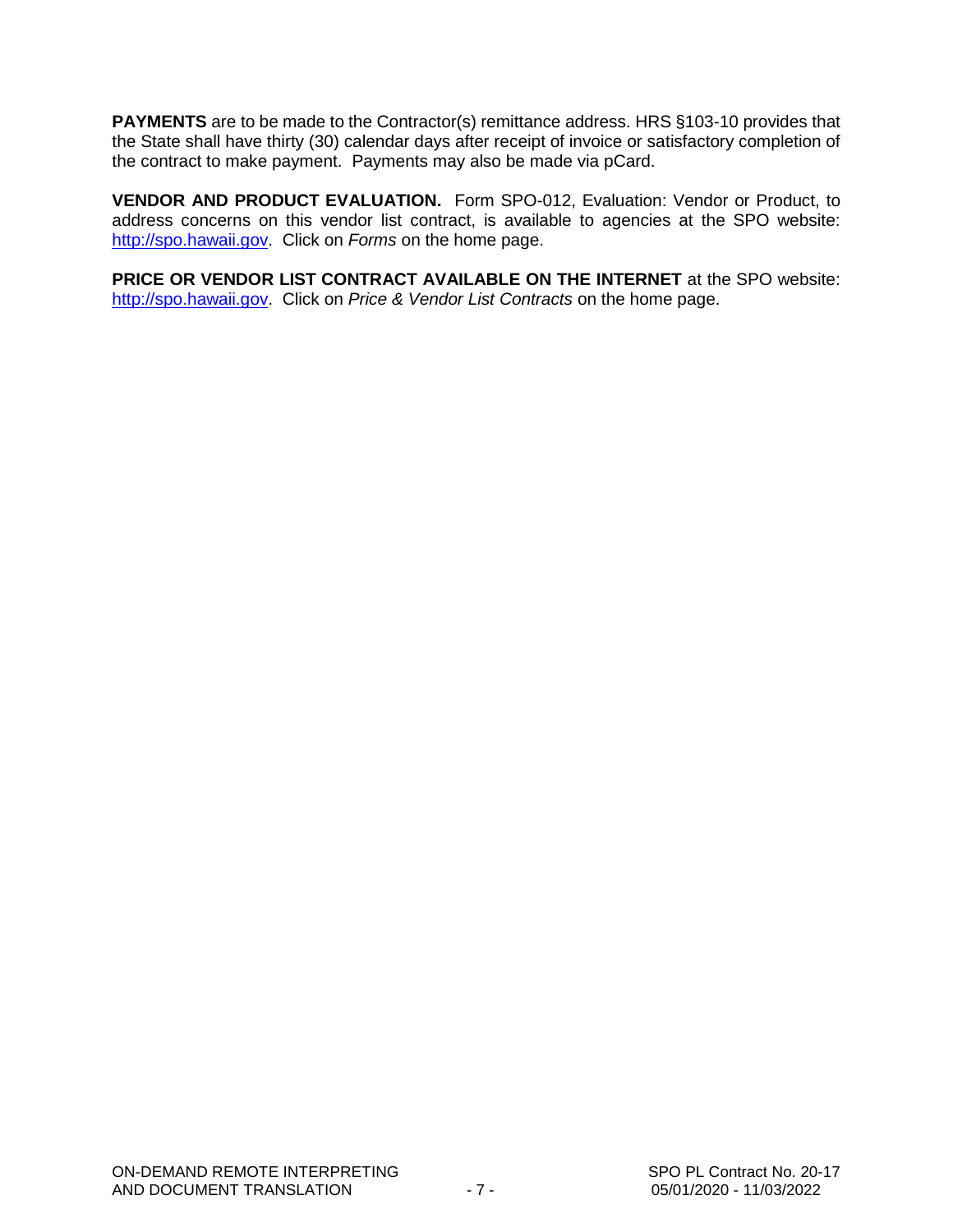**PAYMENTS** are to be made to the Contractor(s) remittance address. HRS §103-10 provides that the State shall have thirty (30) calendar days after receipt of invoice or satisfactory completion of the contract to make payment. Payments may also be made via pCard.

**VENDOR AND PRODUCT EVALUATION.** Form SPO-012, Evaluation: Vendor or Product, to address concerns on this vendor list contract, is available to agencies at the SPO website: http://spo.hawaii.gov. Click on *Forms* on the home page.

**PRICE OR VENDOR LIST CONTRACT AVAILABLE ON THE INTERNET** at the SPO website: http://spo.hawaii.gov. Click on *Price & Vendor List Contracts* on the home page.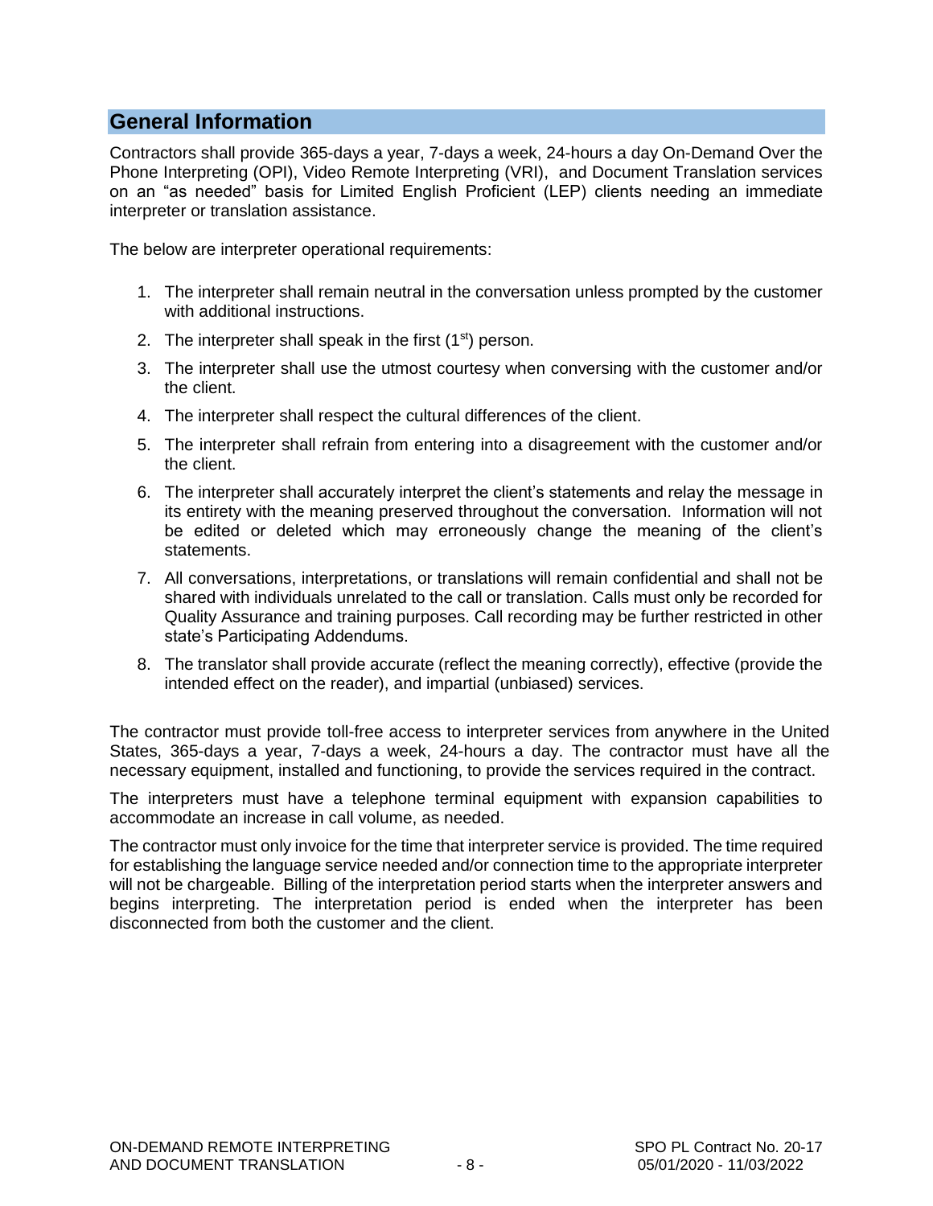## General Information

Contractors shall provide 365-days a year, 7-days a week, 24-hours a day On-Demand Over the Phone Interpreting (OPI), Video Remote Interpreting (VRI), and Document Translation services on an "as needed" basis for Limited English Proficient (LEP) clients needing an immediate interpreter or translation assistance.

The below are interpreter operational requirements:

1. The interpreter shall remain neutral in the conversation unless prompted by the customer with additional instructions.
2. The interpreter shall speak in the first (1st) person.
3. The interpreter shall use the utmost courtesy when conversing with the customer and/or the client.
4. The interpreter shall respect the cultural differences of the client.
5. The interpreter shall refrain from entering into a disagreement with the customer and/or the client.
6. The interpreter shall accurately interpret the client's statements and relay the message in its entirety with the meaning preserved throughout the conversation. Information will not be edited or deleted which may erroneously change the meaning of the client's statements.
7. All conversations, interpretations, or translations will remain confidential and shall not be shared with individuals unrelated to the call or translation. Calls must only be recorded for Quality Assurance and training purposes. Call recording may be further restricted in other state's Participating Addendums.
8. The translator shall provide accurate (reflect the meaning correctly), effective (provide the intended effect on the reader), and impartial (unbiased) services.

The contractor must provide toll-free access to interpreter services from anywhere in the United States, 365-days a year, 7-days a week, 24-hours a day. The contractor must have all the necessary equipment, installed and functioning, to provide the services required in the contract.

The interpreters must have a telephone terminal equipment with expansion capabilities to accommodate an increase in call volume, as needed.

The contractor must only invoice for the time that interpreter service is provided. The time required for establishing the language service needed and/or connection time to the appropriate interpreter will not be chargeable. Billing of the interpretation period starts when the interpreter answers and begins interpreting. The interpretation period is ended when the interpreter has been disconnected from both the customer and the client.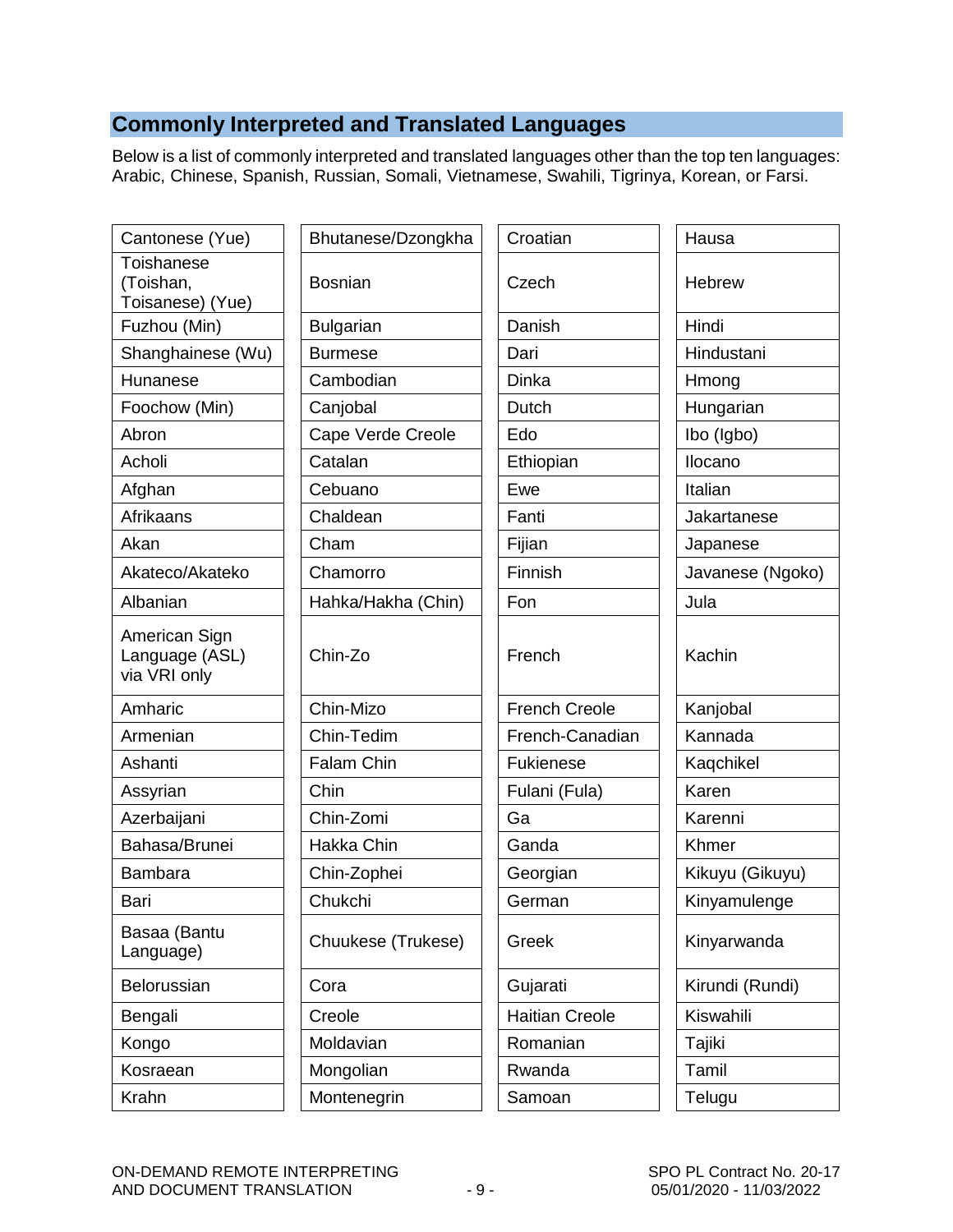## Commonly Interpreted and Translated Languages

Below is a list of commonly interpreted and translated languages other than the top ten languages: Arabic, Chinese, Spanish, Russian, Somali, Vietnamese, Swahili, Tigrinya, Korean, or Farsi.

| | | | |
|---|---|---|---|
| Cantonese (Yue) | Bhutanese/Dzongkha | Croatian | Hausa |
| Toishanese (Toishan, Toisanese) (Yue) | Bosnian | Czech | Hebrew |
| Fuzhou (Min) | Bulgarian | Danish | Hindi |
| Shanghainese (Wu) | Burmese | Dari | Hindustani |
| Hunanese | Cambodian | Dinka | Hmong |
| Foochow (Min) | Canjobal | Dutch | Hungarian |
| Abron | Cape Verde Creole | Edo | Ibo (Igbo) |
| Acholi | Catalan | Ethiopian | Ilocano |
| Afghan | Cebuano | Ewe | Italian |
| Afrikaans | Chaldean | Fanti | Jakartanese |
| Akan | Cham | Fijian | Japanese |
| Akateco/Akateko | Chamorro | Finnish | Javanese (Ngoko) |
| Albanian | Hahka/Hakha (Chin) | Fon | Jula |
| American Sign Language (ASL) via VRI only | Chin-Zo | French | Kachin |
| Amharic | Chin-Mizo | French Creole | Kanjobal |
| Armenian | Chin-Tedim | French-Canadian | Kannada |
| Ashanti | Falam Chin | Fukienese | Kaqchikel |
| Assyrian | Chin | Fulani (Fula) | Karen |
| Azerbaijani | Chin-Zomi | Ga | Karenni |
| Bahasa/Brunei | Hakka Chin | Ganda | Khmer |
| Bambara | Chin-Zophei | Georgian | Kikuyu (Gikuyu) |
| Bari | Chukchi | German | Kinyamulenge |
| Basaa (Bantu Language) | Chuukese (Trukese) | Greek | Kinyarwanda |
| Belorussian | Cora | Gujarati | Kirundi (Rundi) |
| Bengali | Creole | Haitian Creole | Kiswahili |
| Kongo | Moldavian | Romanian | Tajiki |
| Kosraean | Mongolian | Rwanda | Tamil |
| Krahn | Montenegrin | Samoan | Telugu |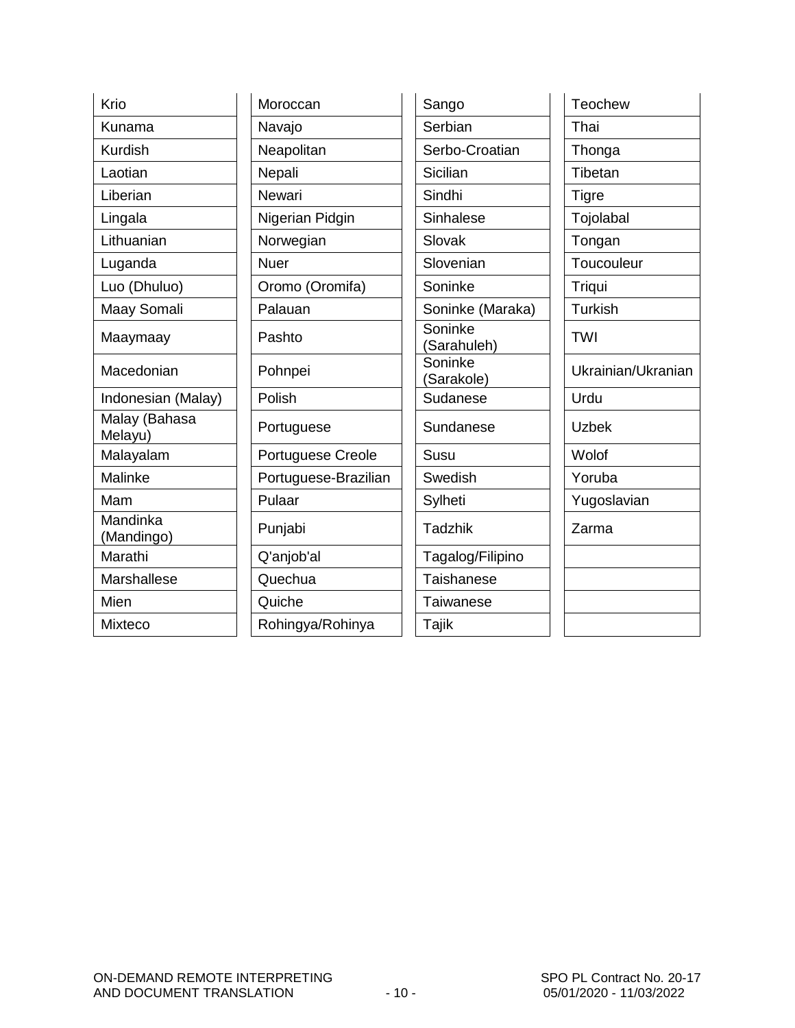| | | | |
|---|---|---|---|
| Krio | Moroccan | Sango | Teochew |
| Kunama | Navajo | Serbian | Thai |
| Kurdish | Neapolitan | Serbo-Croatian | Thonga |
| Laotian | Nepali | Sicilian | Tibetan |
| Liberian | Newari | Sindhi | Tigre |
| Lingala | Nigerian Pidgin | Sinhalese | Tojolabal |
| Lithuanian | Norwegian | Slovak | Tongan |
| Luganda | Nuer | Slovenian | Toucouleur |
| Luo (Dhuluo) | Oromo (Oromifa) | Soninke | Triqui |
| Maay Somali | Palauan | Soninke (Maraka) | Turkish |
| Maaymaay | Pashto | Soninke (Sarahuleh) | TWI |
| Macedonian | Pohnpei | Soninke (Sarakole) | Ukrainian/Ukranian |
| Indonesian (Malay) | Polish | Sudanese | Urdu |
| Malay (Bahasa Melayu) | Portuguese | Sundanese | Uzbek |
| Malayalam | Portuguese Creole | Susu | Wolof |
| Malinke | Portuguese-Brazilian | Swedish | Yoruba |
| Mam | Pulaar | Sylheti | Yugoslavian |
| Mandinka (Mandingo) | Punjabi | Tadzhik | Zarma |
| Marathi | Q'anjob'al | Tagalog/Filipino | |
| Marshallese | Quechua | Taishanese | |
| Mien | Quiche | Taiwanese | |
| Mixteco | Rohingya/Rohinya | Tajik | |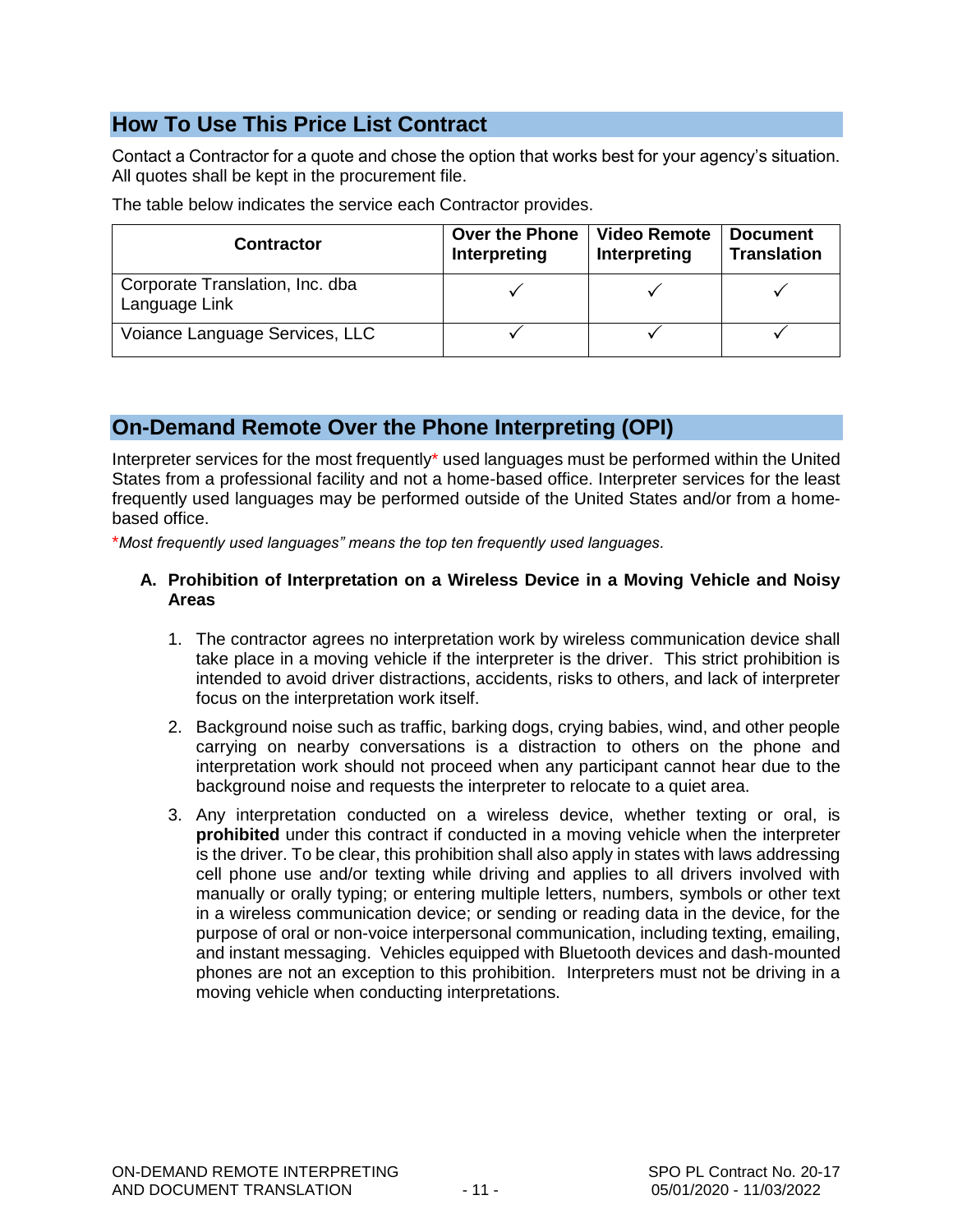## How To Use This Price List Contract

Contact a Contractor for a quote and chose the option that works best for your agency's situation. All quotes shall be kept in the procurement file.

The table below indicates the service each Contractor provides.

| Contractor | Over the Phone Interpreting | Video Remote Interpreting | Document Translation |
|---|---|---|---|
| Corporate Translation, Inc. dba Language Link | ✓ | ✓ | ✓ |
| Voiance Language Services, LLC | ✓ | ✓ | ✓ |

## On-Demand Remote Over the Phone Interpreting (OPI)

Interpreter services for the most frequently* used languages must be performed within the United States from a professional facility and not a home-based office. Interpreter services for the least frequently used languages may be performed outside of the United States and/or from a home-based office.

**Most frequently used languages" means the top ten frequently used languages.*

**A. Prohibition of Interpretation on a Wireless Device in a Moving Vehicle and Noisy Areas**

1. The contractor agrees no interpretation work by wireless communication device shall take place in a moving vehicle if the interpreter is the driver. This strict prohibition is intended to avoid driver distractions, accidents, risks to others, and lack of interpreter focus on the interpretation work itself.

2. Background noise such as traffic, barking dogs, crying babies, wind, and other people carrying on nearby conversations is a distraction to others on the phone and interpretation work should not proceed when any participant cannot hear due to the background noise and requests the interpreter to relocate to a quiet area.

3. Any interpretation conducted on a wireless device, whether texting or oral, is **prohibited** under this contract if conducted in a moving vehicle when the interpreter is the driver. To be clear, this prohibition shall also apply in states with laws addressing cell phone use and/or texting while driving and applies to all drivers involved with manually or orally typing; or entering multiple letters, numbers, symbols or other text in a wireless communication device; or sending or reading data in the device, for the purpose of oral or non-voice interpersonal communication, including texting, emailing, and instant messaging. Vehicles equipped with Bluetooth devices and dash-mounted phones are not an exception to this prohibition. Interpreters must not be driving in a moving vehicle when conducting interpretations.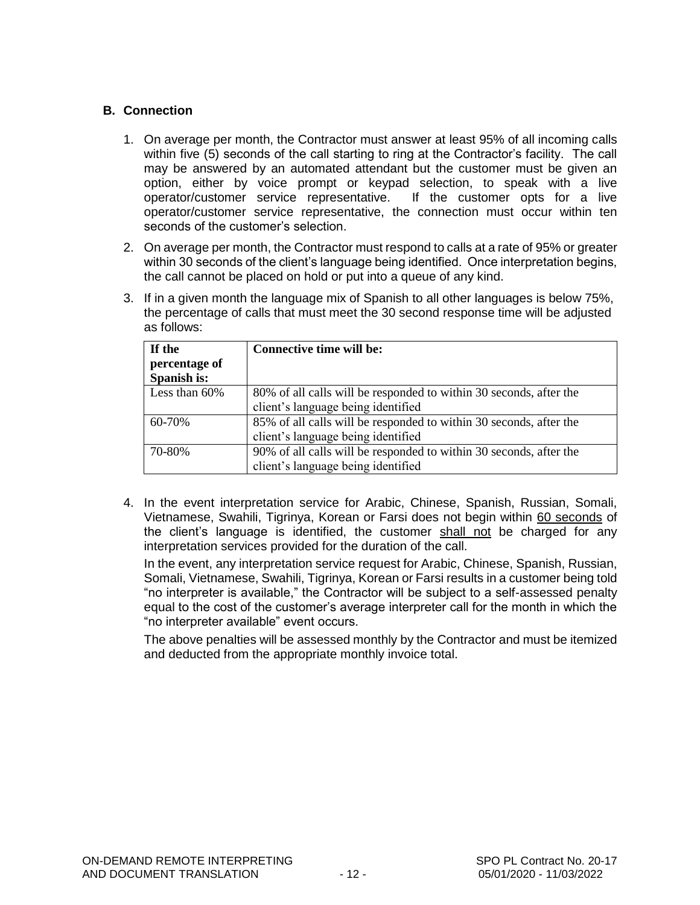### B. Connection

1. On average per month, the Contractor must answer at least 95% of all incoming calls within five (5) seconds of the call starting to ring at the Contractor's facility. The call may be answered by an automated attendant but the customer must be given an option, either by voice prompt or keypad selection, to speak with a live operator/customer service representative. If the customer opts for a live operator/customer service representative, the connection must occur within ten seconds of the customer's selection.

2. On average per month, the Contractor must respond to calls at a rate of 95% or greater within 30 seconds of the client's language being identified. Once interpretation begins, the call cannot be placed on hold or put into a queue of any kind.

3. If in a given month the language mix of Spanish to all other languages is below 75%, the percentage of calls that must meet the 30 second response time will be adjusted as follows:

| If the percentage of Spanish is: | Connective time will be: |
|---|---|
| Less than 60% | 80% of all calls will be responded to within 30 seconds, after the client's language being identified |
| 60-70% | 85% of all calls will be responded to within 30 seconds, after the client's language being identified |
| 70-80% | 90% of all calls will be responded to within 30 seconds, after the client's language being identified |

4. In the event interpretation service for Arabic, Chinese, Spanish, Russian, Somali, Vietnamese, Swahili, Tigrinya, Korean or Farsi does not begin within <u>60 seconds</u> of the client's language is identified, the customer <u>shall not</u> be charged for any interpretation services provided for the duration of the call.

   In the event, any interpretation service request for Arabic, Chinese, Spanish, Russian, Somali, Vietnamese, Swahili, Tigrinya, Korean or Farsi results in a customer being told "no interpreter is available," the Contractor will be subject to a self-assessed penalty equal to the cost of the customer's average interpreter call for the month in which the "no interpreter available" event occurs.

   The above penalties will be assessed monthly by the Contractor and must be itemized and deducted from the appropriate monthly invoice total.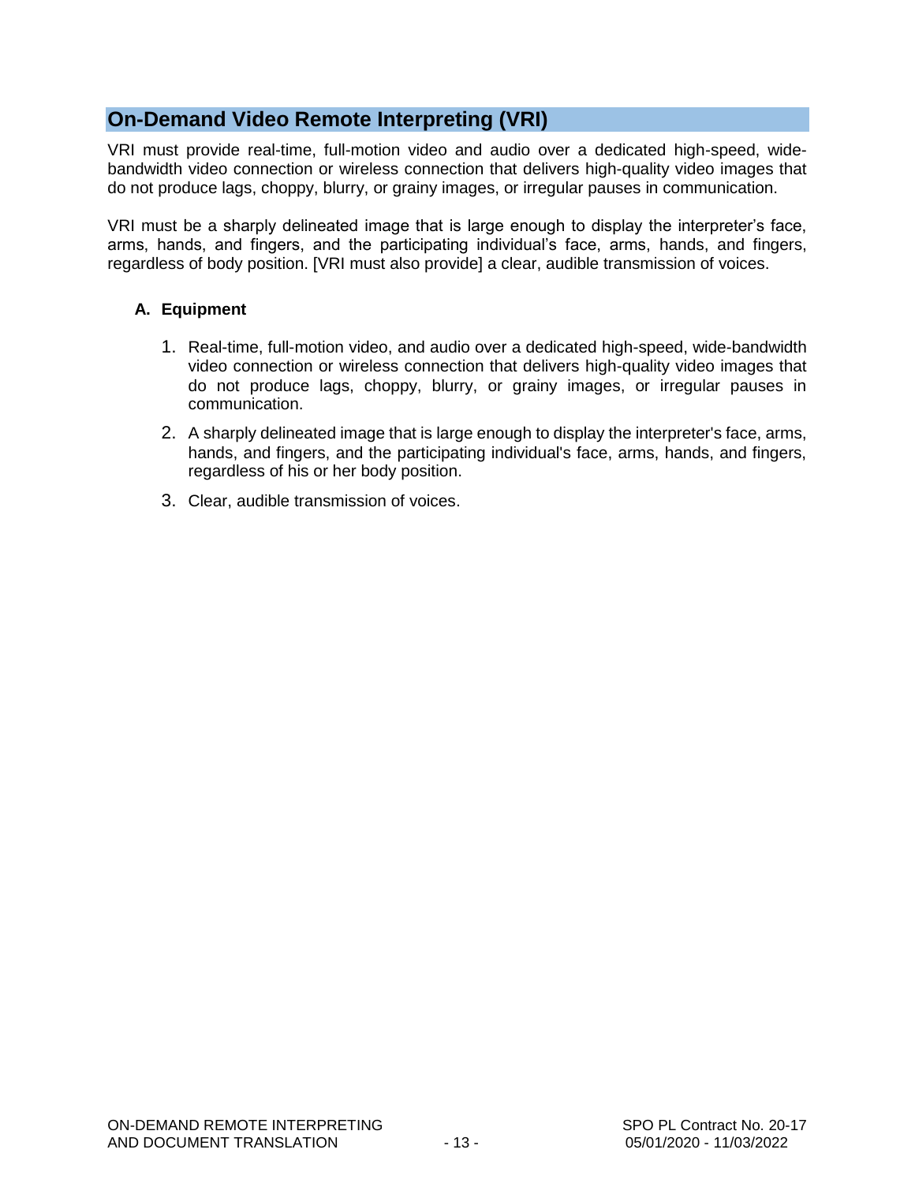## On-Demand Video Remote Interpreting (VRI)

VRI must provide real-time, full-motion video and audio over a dedicated high-speed, wide-bandwidth video connection or wireless connection that delivers high-quality video images that do not produce lags, choppy, blurry, or grainy images, or irregular pauses in communication.

VRI must be a sharply delineated image that is large enough to display the interpreter's face, arms, hands, and fingers, and the participating individual's face, arms, hands, and fingers, regardless of body position. [VRI must also provide] a clear, audible transmission of voices.

### A. Equipment

1. Real-time, full-motion video, and audio over a dedicated high-speed, wide-bandwidth video connection or wireless connection that delivers high-quality video images that do not produce lags, choppy, blurry, or grainy images, or irregular pauses in communication.
2. A sharply delineated image that is large enough to display the interpreter's face, arms, hands, and fingers, and the participating individual's face, arms, hands, and fingers, regardless of his or her body position.
3. Clear, audible transmission of voices.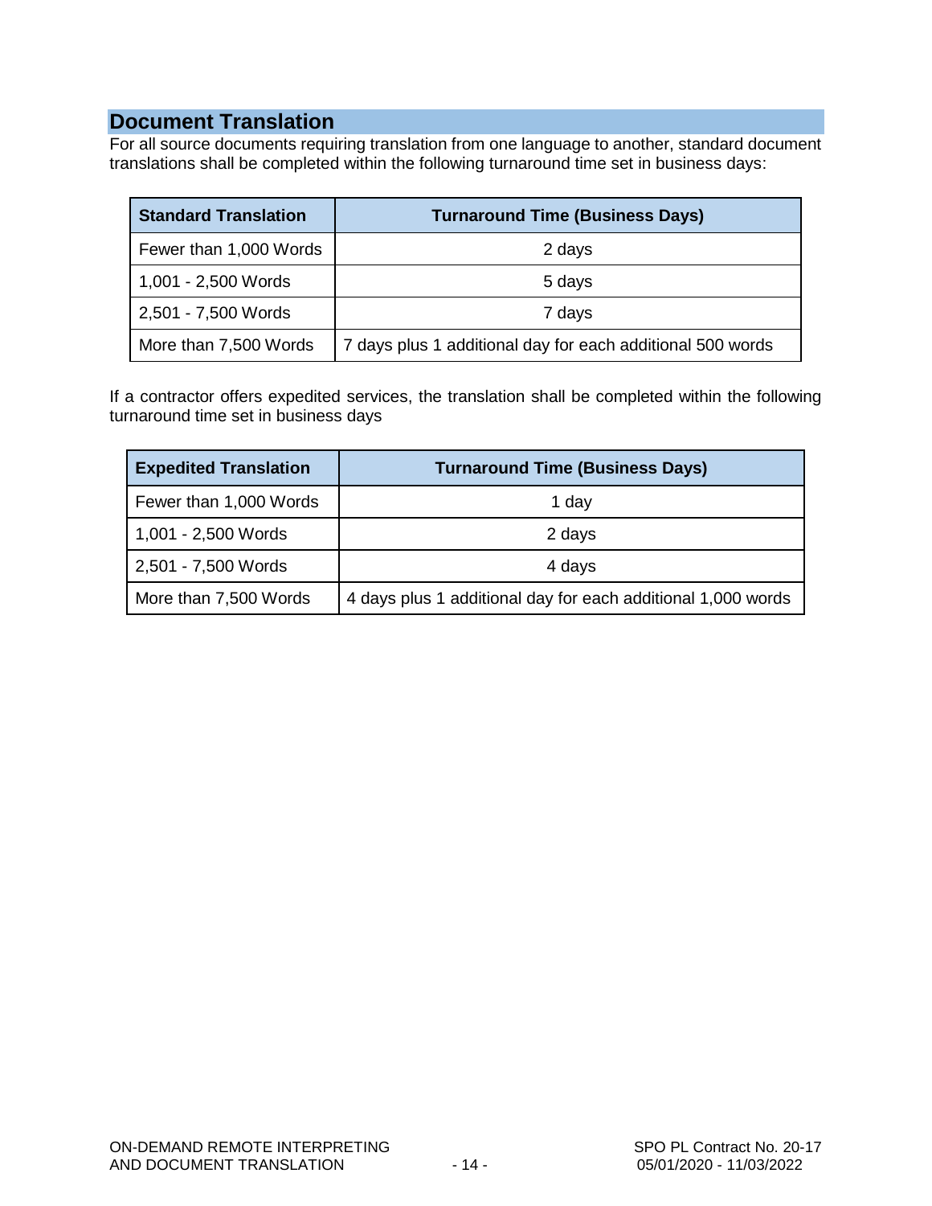## Document Translation

For all source documents requiring translation from one language to another, standard document translations shall be completed within the following turnaround time set in business days:

| Standard Translation | Turnaround Time (Business Days) |
| --- | --- |
| Fewer than 1,000 Words | 2 days |
| 1,001 - 2,500 Words | 5 days |
| 2,501 - 7,500 Words | 7 days |
| More than 7,500 Words | 7 days plus 1 additional day for each additional 500 words |

If a contractor offers expedited services, the translation shall be completed within the following turnaround time set in business days

| Expedited Translation | Turnaround Time (Business Days) |
| --- | --- |
| Fewer than 1,000 Words | 1 day |
| 1,001 - 2,500 Words | 2 days |
| 2,501 - 7,500 Words | 4 days |
| More than 7,500 Words | 4 days plus 1 additional day for each additional 1,000 words |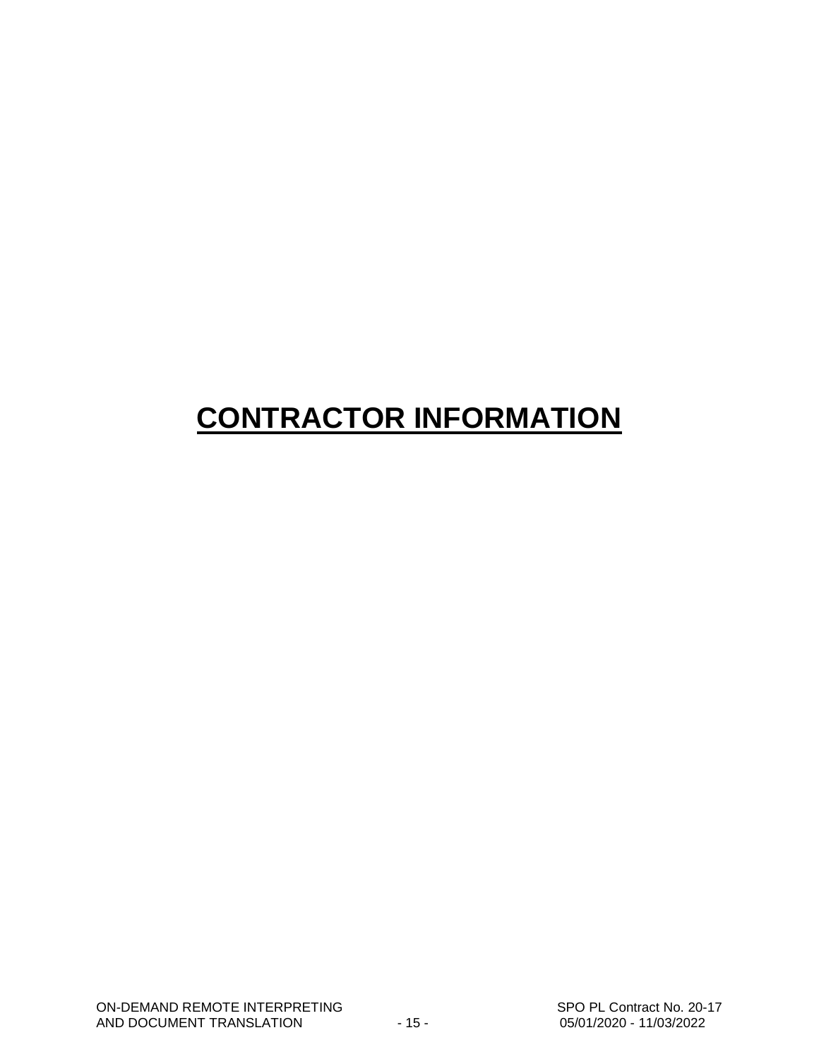# **CONTRACTOR INFORMATION**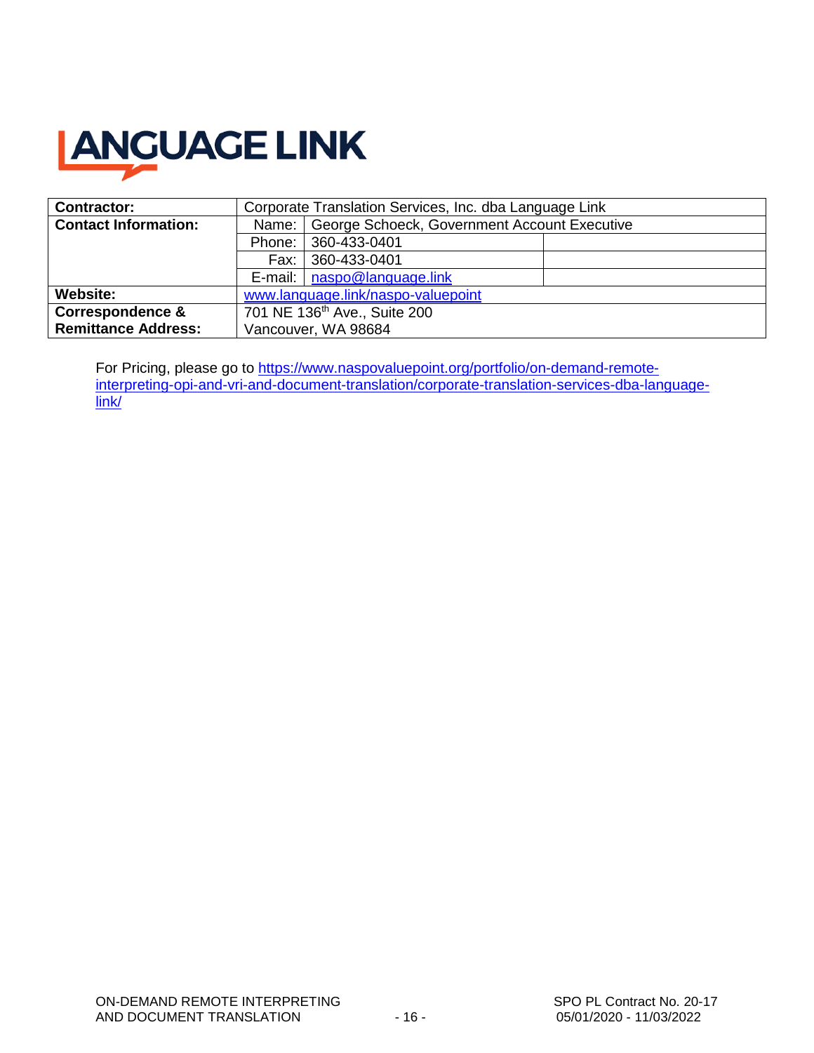# LANGUAGE LINK

| Contractor: | Corporate Translation Services, Inc. dba Language Link | | |
|---|---|---|---|
| Contact Information: | Name: | George Schoeck, Government Account Executive | |
| | Phone: | 360-433-0401 | |
| | Fax: | 360-433-0401 | |
| | E-mail: | naspo@language.link | |
| Website: | www.language.link/naspo-valuepoint | | |
| Correspondence & Remittance Address: | 701 NE 136th Ave., Suite 200<br>Vancouver, WA 98684 | | |

For Pricing, please go to https://www.naspovaluepoint.org/portfolio/on-demand-remote-interpreting-opi-and-vri-and-document-translation/corporate-translation-services-dba-language-link/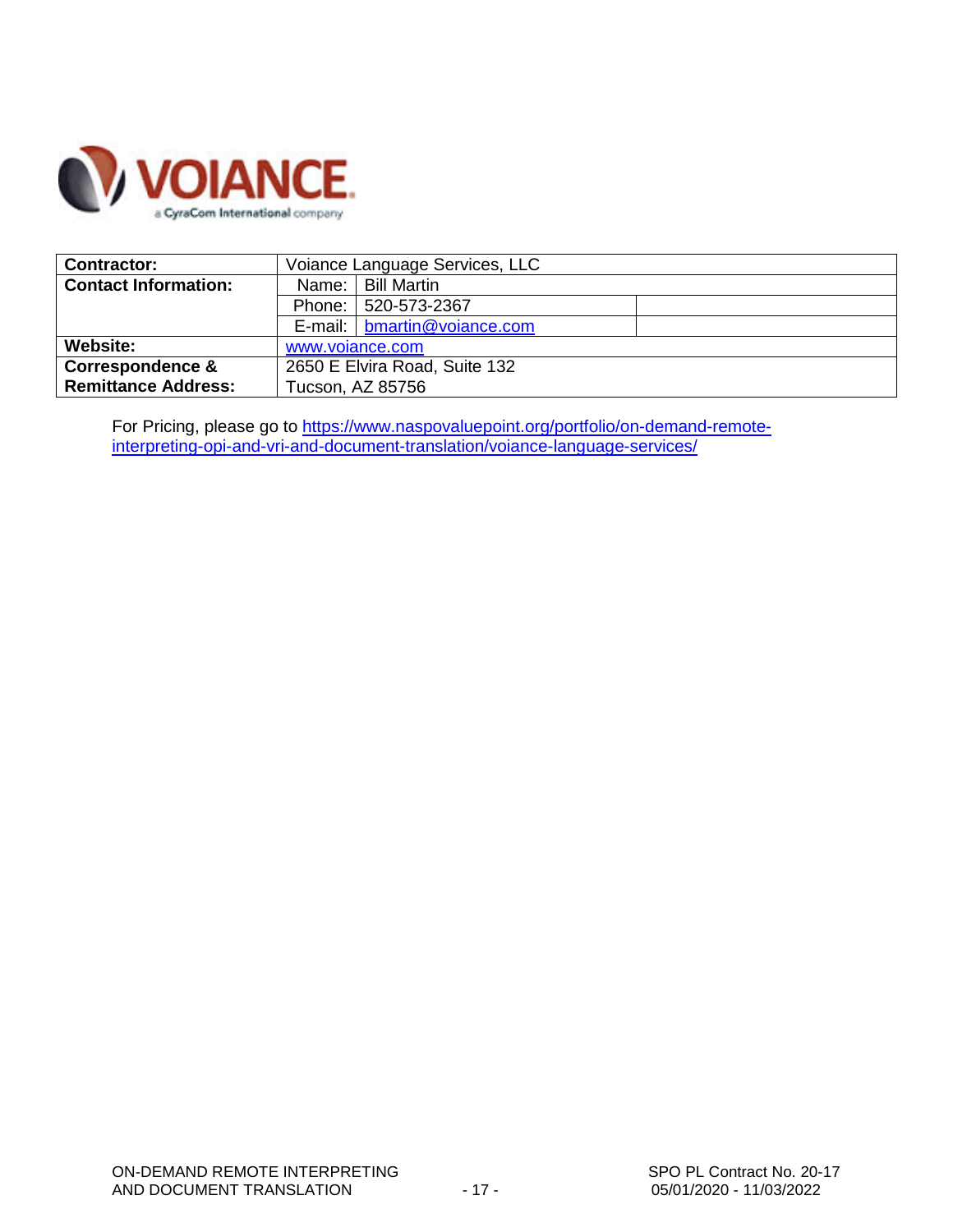| | | |
|---|---|---|
| **Contractor:** | Voiance Language Services, LLC | |
| **Contact Information:** | Name: | Bill Martin |
| | Phone: | 520-573-2367 |
| | E-mail: | bmartin@voiance.com |
| **Website:** | www.voiance.com | |
| **Correspondence & Remittance Address:** | 2650 E Elvira Road, Suite 132<br>Tucson, AZ 85756 | |

For Pricing, please go to https://www.naspovaluepoint.org/portfolio/on-demand-remote-interpreting-opi-and-vri-and-document-translation/voiance-language-services/